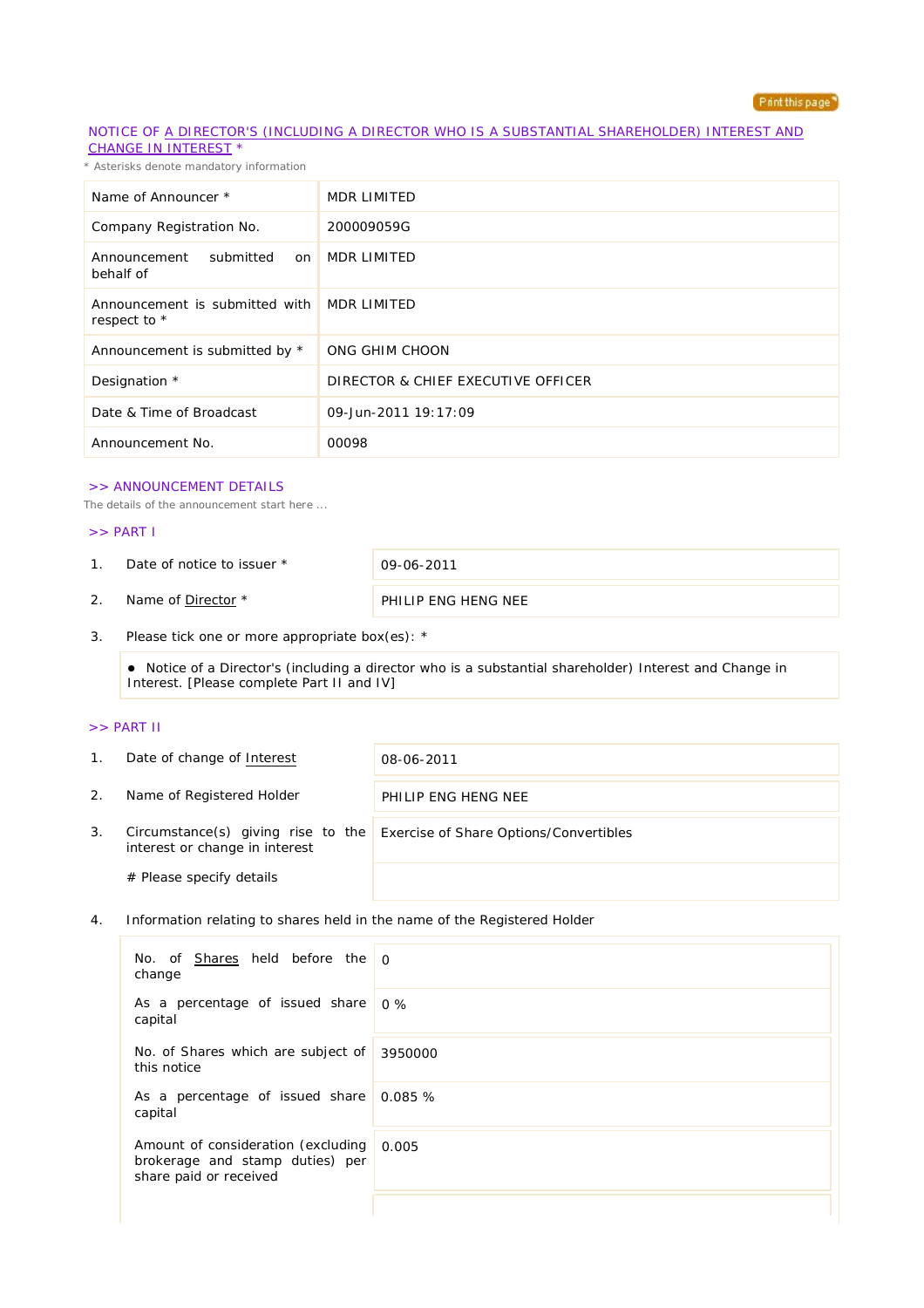NOTICE OF A DIRECTOR'S (INCLUDING A DIRECTOR WHO IS A SUBSTANTIAL SHAREHOLDER) INTEREST AND CHANGE IN INTEREST *

* Asterisks denote mandatory information

| | |
|---|---|
| Name of Announcer * | MDR LIMITED |
| Company Registration No. | 200009059G |
| Announcement submitted on behalf of | MDR LIMITED |
| Announcement is submitted with respect to * | MDR LIMITED |
| Announcement is submitted by * | ONG GHIM CHOON |
| Designation * | DIRECTOR & CHIEF EXECUTIVE OFFICER |
| Date & Time of Broadcast | 09-Jun-2011 19:17:09 |
| Announcement No. | 00098 |

## >> ANNOUNCEMENT DETAILS

The details of the announcement start here ...

### >> PART I

| | | |
|---|---|---|
| 1. | Date of notice to issuer * | 09-06-2011 |
| 2. | Name of Director * | PHILIP ENG HENG NEE |

3. Please tick one or more appropriate box(es): *

- Notice of a Director's (including a director who is a substantial shareholder) Interest and Change in Interest. [Please complete Part II and IV]

### >> PART II

| | | |
|---|---|---|
| 1. | Date of change of Interest | 08-06-2011 |
| 2. | Name of Registered Holder | PHILIP ENG HENG NEE |
| 3. | Circumstance(s) giving rise to the interest or change in interest | Exercise of Share Options/Convertibles |
| | # Please specify details | |

4. Information relating to shares held in the name of the Registered Holder

| | |
|---|---|
| No. of Shares held before the change | 0 |
| As a percentage of issued share capital | 0 % |
| No. of Shares which are subject of this notice | 3950000 |
| As a percentage of issued share capital | 0.085 % |
| Amount of consideration (excluding brokerage and stamp duties) per share paid or received | 0.005 |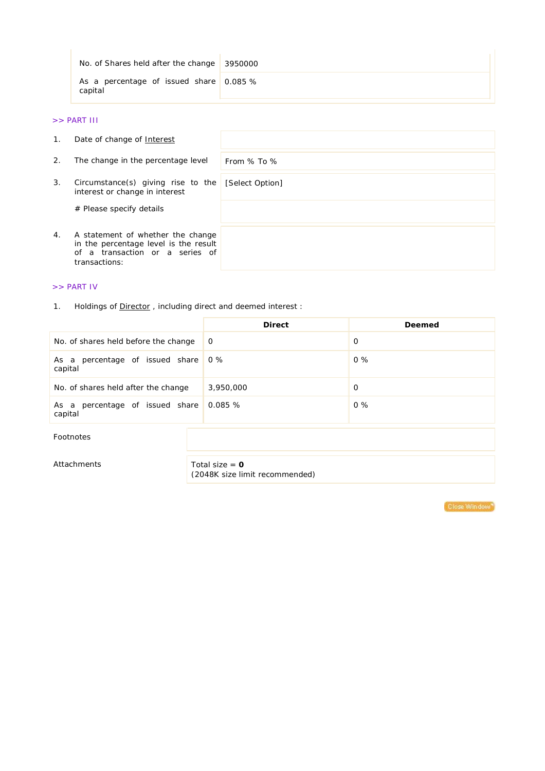| | |
|---|---|
| No. of Shares held after the change | 3950000 |
| As a percentage of issued share capital | 0.085 % |

>> PART III

| | | |
|---|---|---|
| 1. | Date of change of Interest | |
| 2. | The change in the percentage level | From % To % |
| 3. | Circumstance(s) giving rise to the interest or change in interest | [Select Option] |
| | # Please specify details | |
| 4. | A statement of whether the change in the percentage level is the result of a transaction or a series of transactions: | |

>> PART IV

1. Holdings of Director , including direct and deemed interest :

| | Direct | Deemed |
|---|---|---|
| No. of shares held before the change | 0 | 0 |
| As a percentage of issued share capital | 0 % | 0 % |
| No. of shares held after the change | 3,950,000 | 0 |
| As a percentage of issued share capital | 0.085 % | 0 % |

| | |
|---|---|
| Footnotes | |
| Attachments | Total size = **0**<br>(2048K size limit recommended) |

Close Window